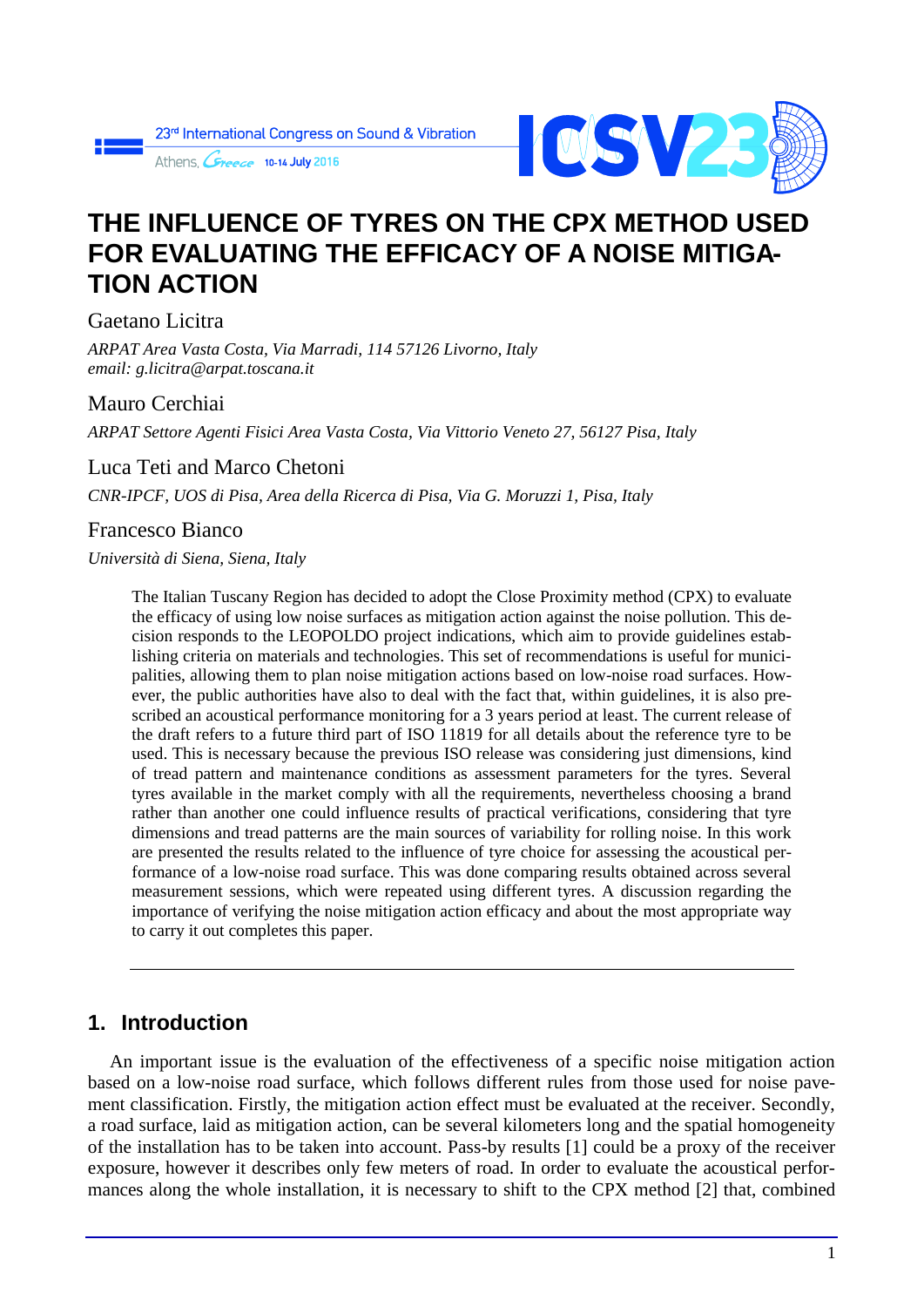# THE INFLUENCE OF TYRES ON THE CPX METHOD USED FOR EVALUATING THE EFFICACY OF A NOISE MITIGATION ACTION

Gaetano Licitra

*ARPAT Area Vasta Costa, Via Marradi, 114 57126 Livorno, Italy*
*email: g.licitra@arpat.toscana.it*

Mauro Cerchiai

*ARPAT Settore Agenti Fisici Area Vasta Costa, Via Vittorio Veneto 27, 56127 Pisa, Italy*

Luca Teti and Marco Chetoni

*CNR-IPCF, UOS di Pisa, Area della Ricerca di Pisa, Via G. Moruzzi 1, Pisa, Italy*

Francesco Bianco

*Università di Siena, Siena, Italy*

The Italian Tuscany Region has decided to adopt the Close Proximity method (CPX) to evaluate the efficacy of using low noise surfaces as mitigation action against the noise pollution. This decision responds to the LEOPOLDO project indications, which aim to provide guidelines establishing criteria on materials and technologies. This set of recommendations is useful for municipalities, allowing them to plan noise mitigation actions based on low-noise road surfaces. However, the public authorities have also to deal with the fact that, within guidelines, it is also prescribed an acoustical performance monitoring for a 3 years period at least. The current release of the draft refers to a future third part of ISO 11819 for all details about the reference tyre to be used. This is necessary because the previous ISO release was considering just dimensions, kind of tread pattern and maintenance conditions as assessment parameters for the tyres. Several tyres available in the market comply with all the requirements, nevertheless choosing a brand rather than another one could influence results of practical verifications, considering that tyre dimensions and tread patterns are the main sources of variability for rolling noise. In this work are presented the results related to the influence of tyre choice for assessing the acoustical performance of a low-noise road surface. This was done comparing results obtained across several measurement sessions, which were repeated using different tyres. A discussion regarding the importance of verifying the noise mitigation action efficacy and about the most appropriate way to carry it out completes this paper.

## 1. Introduction

An important issue is the evaluation of the effectiveness of a specific noise mitigation action based on a low-noise road surface, which follows different rules from those used for noise pavement classification. Firstly, the mitigation action effect must be evaluated at the receiver. Secondly, a road surface, laid as mitigation action, can be several kilometers long and the spatial homogeneity of the installation has to be taken into account. Pass-by results [1] could be a proxy of the receiver exposure, however it describes only few meters of road. In order to evaluate the acoustical performances along the whole installation, it is necessary to shift to the CPX method [2] that, combined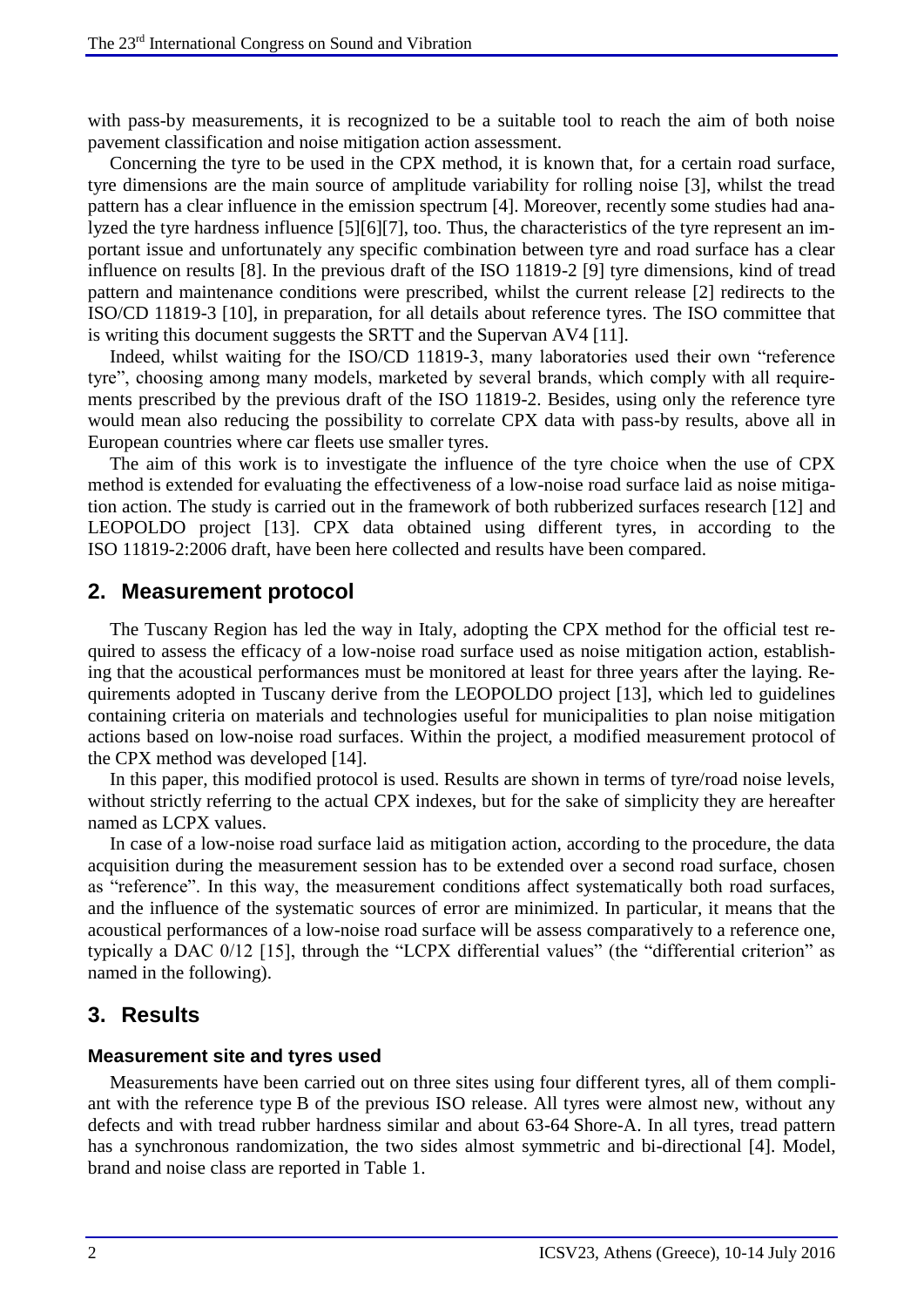with pass-by measurements, it is recognized to be a suitable tool to reach the aim of both noise pavement classification and noise mitigation action assessment.

Concerning the tyre to be used in the CPX method, it is known that, for a certain road surface, tyre dimensions are the main source of amplitude variability for rolling noise [3], whilst the tread pattern has a clear influence in the emission spectrum [4]. Moreover, recently some studies had analyzed the tyre hardness influence [5][6][7], too. Thus, the characteristics of the tyre represent an important issue and unfortunately any specific combination between tyre and road surface has a clear influence on results [8]. In the previous draft of the ISO 11819-2 [9] tyre dimensions, kind of tread pattern and maintenance conditions were prescribed, whilst the current release [2] redirects to the ISO/CD 11819-3 [10], in preparation, for all details about reference tyres. The ISO committee that is writing this document suggests the SRTT and the Supervan AV4 [11].

Indeed, whilst waiting for the ISO/CD 11819-3, many laboratories used their own "reference tyre", choosing among many models, marketed by several brands, which comply with all requirements prescribed by the previous draft of the ISO 11819-2. Besides, using only the reference tyre would mean also reducing the possibility to correlate CPX data with pass-by results, above all in European countries where car fleets use smaller tyres.

The aim of this work is to investigate the influence of the tyre choice when the use of CPX method is extended for evaluating the effectiveness of a low-noise road surface laid as noise mitigation action. The study is carried out in the framework of both rubberized surfaces research [12] and LEOPOLDO project [13]. CPX data obtained using different tyres, in according to the ISO 11819-2:2006 draft, have been here collected and results have been compared.

## 2. Measurement protocol

The Tuscany Region has led the way in Italy, adopting the CPX method for the official test required to assess the efficacy of a low-noise road surface used as noise mitigation action, establishing that the acoustical performances must be monitored at least for three years after the laying. Requirements adopted in Tuscany derive from the LEOPOLDO project [13], which led to guidelines containing criteria on materials and technologies useful for municipalities to plan noise mitigation actions based on low-noise road surfaces. Within the project, a modified measurement protocol of the CPX method was developed [14].

In this paper, this modified protocol is used. Results are shown in terms of tyre/road noise levels, without strictly referring to the actual CPX indexes, but for the sake of simplicity they are hereafter named as LCPX values.

In case of a low-noise road surface laid as mitigation action, according to the procedure, the data acquisition during the measurement session has to be extended over a second road surface, chosen as "reference". In this way, the measurement conditions affect systematically both road surfaces, and the influence of the systematic sources of error are minimized. In particular, it means that the acoustical performances of a low-noise road surface will be assess comparatively to a reference one, typically a DAC 0/12 [15], through the "LCPX differential values" (the "differential criterion" as named in the following).

## 3. Results

### Measurement site and tyres used

Measurements have been carried out on three sites using four different tyres, all of them compliant with the reference type B of the previous ISO release. All tyres were almost new, without any defects and with tread rubber hardness similar and about 63-64 Shore-A. In all tyres, tread pattern has a synchronous randomization, the two sides almost symmetric and bi-directional [4]. Model, brand and noise class are reported in Table 1.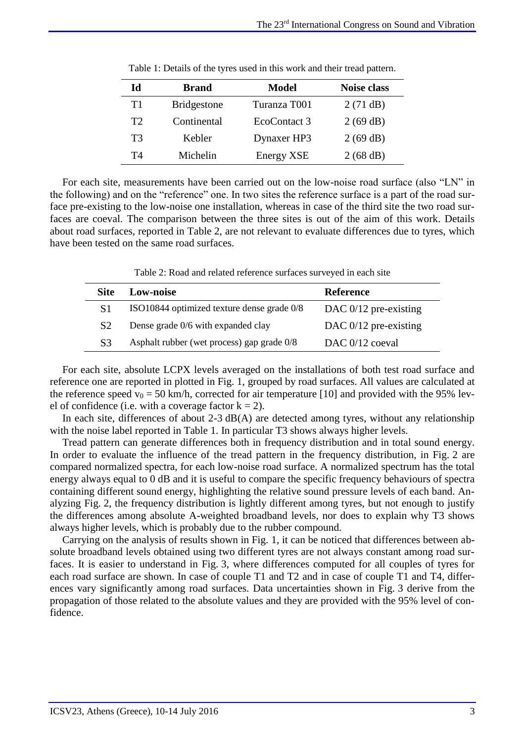Table 1: Details of the tyres used in this work and their tread pattern.

| Id | Brand | Model | Noise class |
|---|---|---|---|
| T1 | Bridgestone | Turanza T001 | 2 (71 dB) |
| T2 | Continental | EcoContact 3 | 2 (69 dB) |
| T3 | Kebler | Dynaxer HP3 | 2 (69 dB) |
| T4 | Michelin | Energy XSE | 2 (68 dB) |

For each site, measurements have been carried out on the low-noise road surface (also "LN" in the following) and on the "reference" one. In two sites the reference surface is a part of the road surface pre-existing to the low-noise one installation, whereas in case of the third site the two road surfaces are coeval. The comparison between the three sites is out of the aim of this work. Details about road surfaces, reported in Table 2, are not relevant to evaluate differences due to tyres, which have been tested on the same road surfaces.

Table 2: Road and related reference surfaces surveyed in each site

| Site | Low-noise | Reference |
|---|---|---|
| S1 | ISO10844 optimized texture dense grade 0/8 | DAC 0/12 pre-existing |
| S2 | Dense grade 0/6 with expanded clay | DAC 0/12 pre-existing |
| S3 | Asphalt rubber (wet process) gap grade 0/8 | DAC 0/12 coeval |

For each site, absolute LCPX levels averaged on the installations of both test road surface and reference one are reported in plotted in Fig. 1, grouped by road surfaces. All values are calculated at the reference speed $v_0 = 50$ km/h, corrected for air temperature [10] and provided with the 95% level of confidence (i.e. with a coverage factor $k = 2$).

In each site, differences of about 2-3 dB(A) are detected among tyres, without any relationship with the noise label reported in Table 1. In particular T3 shows always higher levels.

Tread pattern can generate differences both in frequency distribution and in total sound energy. In order to evaluate the influence of the tread pattern in the frequency distribution, in Fig. 2 are compared normalized spectra, for each low-noise road surface. A normalized spectrum has the total energy always equal to 0 dB and it is useful to compare the specific frequency behaviours of spectra containing different sound energy, highlighting the relative sound pressure levels of each band. Analyzing Fig. 2, the frequency distribution is lightly different among tyres, but not enough to justify the differences among absolute A-weighted broadband levels, nor does to explain why T3 shows always higher levels, which is probably due to the rubber compound.

Carrying on the analysis of results shown in Fig. 1, it can be noticed that differences between absolute broadband levels obtained using two different tyres are not always constant among road surfaces. It is easier to understand in Fig. 3, where differences computed for all couples of tyres for each road surface are shown. In case of couple T1 and T2 and in case of couple T1 and T4, differences vary significantly among road surfaces. Data uncertainties shown in Fig. 3 derive from the propagation of those related to the absolute values and they are provided with the 95% level of confidence.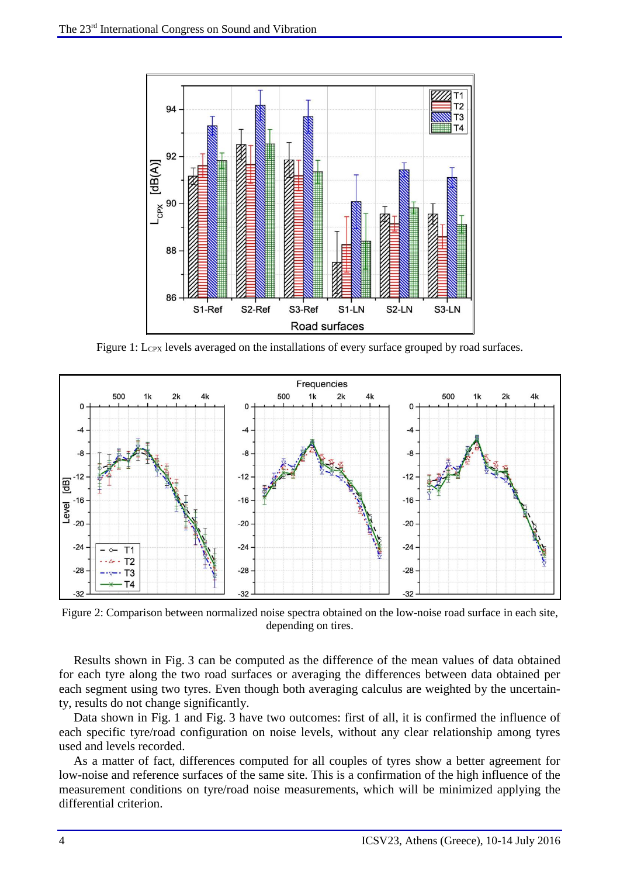Figure 1: $L_{CPX}$ levels averaged on the installations of every surface grouped by road surfaces.

Figure 2: Comparison between normalized noise spectra obtained on the low-noise road surface in each site, depending on tires.

Results shown in Fig. 3 can be computed as the difference of the mean values of data obtained for each tyre along the two road surfaces or averaging the differences between data obtained per each segment using two tyres. Even though both averaging calculus are weighted by the uncertainty, results do not change significantly.

Data shown in Fig. 1 and Fig. 3 have two outcomes: first of all, it is confirmed the influence of each specific tyre/road configuration on noise levels, without any clear relationship among tyres used and levels recorded.

As a matter of fact, differences computed for all couples of tyres show a better agreement for low-noise and reference surfaces of the same site. This is a confirmation of the high influence of the measurement conditions on tyre/road noise measurements, which will be minimized applying the differential criterion.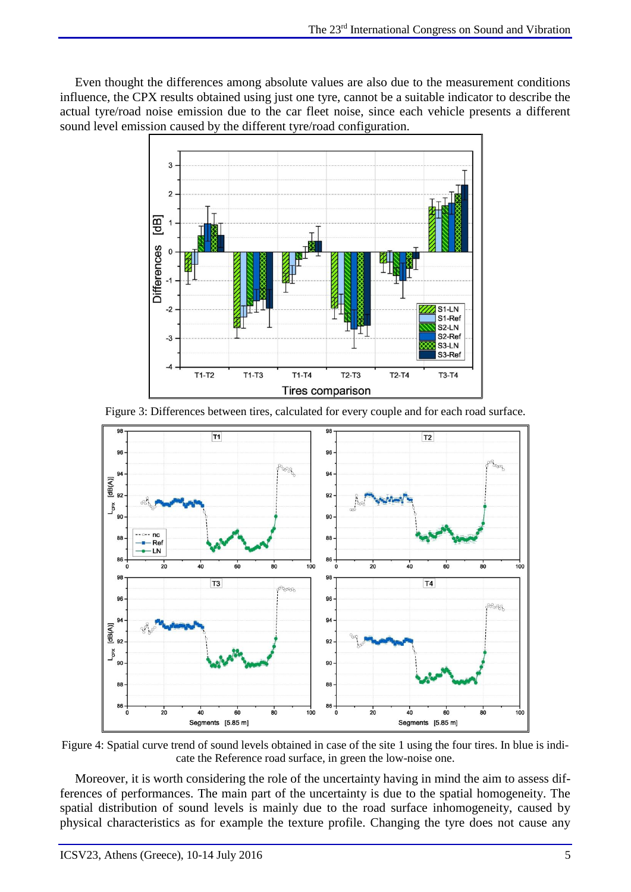Even thought the differences among absolute values are also due to the measurement conditions influence, the CPX results obtained using just one tyre, cannot be a suitable indicator to describe the actual tyre/road noise emission due to the car fleet noise, since each vehicle presents a different sound level emission caused by the different tyre/road configuration.

Figure 3: Differences between tires, calculated for every couple and for each road surface.

Figure 4: Spatial curve trend of sound levels obtained in case of the site 1 using the four tires. In blue is indicate the Reference road surface, in green the low-noise one.

Moreover, it is worth considering the role of the uncertainty having in mind the aim to assess differences of performances. The main part of the uncertainty is due to the spatial homogeneity. The spatial distribution of sound levels is mainly due to the road surface inhomogeneity, caused by physical characteristics as for example the texture profile. Changing the tyre does not cause any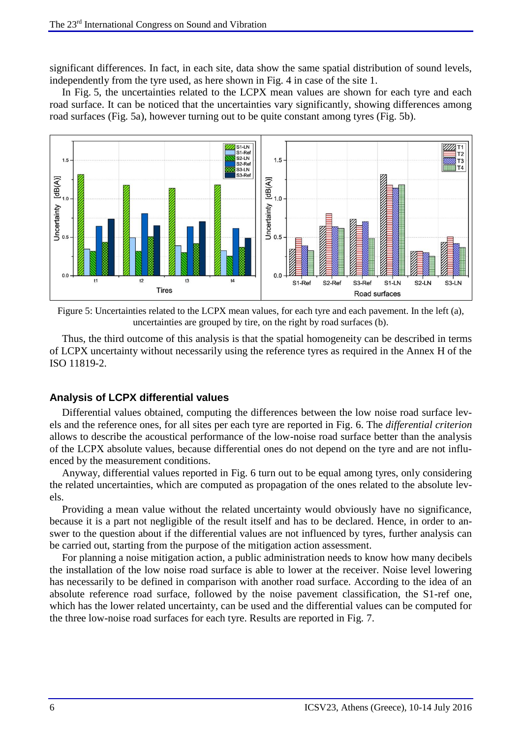significant differences. In fact, in each site, data show the same spatial distribution of sound levels, independently from the tyre used, as here shown in Fig. 4 in case of the site 1.

In Fig. 5, the uncertainties related to the LCPX mean values are shown for each tyre and each road surface. It can be noticed that the uncertainties vary significantly, showing differences among road surfaces (Fig. 5a), however turning out to be quite constant among tyres (Fig. 5b).

Figure 5: Uncertainties related to the LCPX mean values, for each tyre and each pavement. In the left (a), uncertainties are grouped by tire, on the right by road surfaces (b).

Thus, the third outcome of this analysis is that the spatial homogeneity can be described in terms of LCPX uncertainty without necessarily using the reference tyres as required in the Annex H of the ISO 11819-2.

### Analysis of LCPX differential values

Differential values obtained, computing the differences between the low noise road surface levels and the reference ones, for all sites per each tyre are reported in Fig. 6. The *differential criterion* allows to describe the acoustical performance of the low-noise road surface better than the analysis of the LCPX absolute values, because differential ones do not depend on the tyre and are not influenced by the measurement conditions.

Anyway, differential values reported in Fig. 6 turn out to be equal among tyres, only considering the related uncertainties, which are computed as propagation of the ones related to the absolute levels.

Providing a mean value without the related uncertainty would obviously have no significance, because it is a part not negligible of the result itself and has to be declared. Hence, in order to answer to the question about if the differential values are not influenced by tyres, further analysis can be carried out, starting from the purpose of the mitigation action assessment.

For planning a noise mitigation action, a public administration needs to know how many decibels the installation of the low noise road surface is able to lower at the receiver. Noise level lowering has necessarily to be defined in comparison with another road surface. According to the idea of an absolute reference road surface, followed by the noise pavement classification, the S1-ref one, which has the lower related uncertainty, can be used and the differential values can be computed for the three low-noise road surfaces for each tyre. Results are reported in Fig. 7.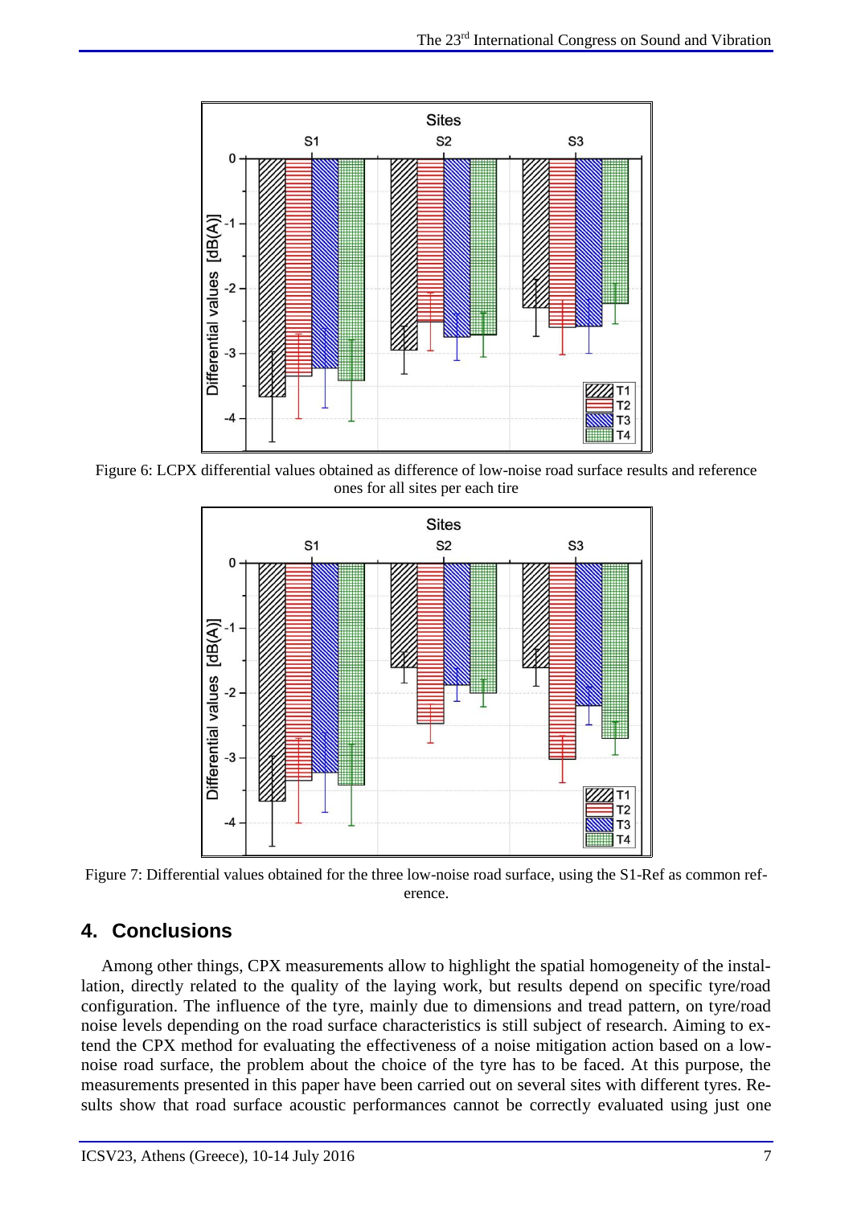Figure 6: LCPX differential values obtained as difference of low-noise road surface results and reference ones for all sites per each tire

Figure 7: Differential values obtained for the three low-noise road surface, using the S1-Ref as common reference.

## 4. Conclusions

Among other things, CPX measurements allow to highlight the spatial homogeneity of the installation, directly related to the quality of the laying work, but results depend on specific tyre/road configuration. The influence of the tyre, mainly due to dimensions and tread pattern, on tyre/road noise levels depending on the road surface characteristics is still subject of research. Aiming to extend the CPX method for evaluating the effectiveness of a noise mitigation action based on a low-noise road surface, the problem about the choice of the tyre has to be faced. At this purpose, the measurements presented in this paper have been carried out on several sites with different tyres. Results show that road surface acoustic performances cannot be correctly evaluated using just one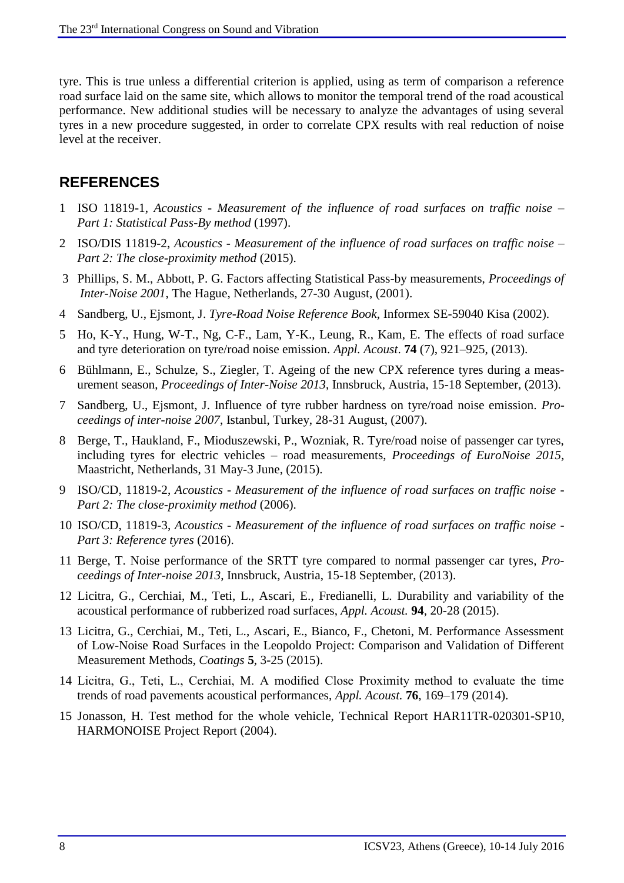tyre. This is true unless a differential criterion is applied, using as term of comparison a reference road surface laid on the same site, which allows to monitor the temporal trend of the road acoustical performance. New additional studies will be necessary to analyze the advantages of using several tyres in a new procedure suggested, in order to correlate CPX results with real reduction of noise level at the receiver.

## REFERENCES

1. ISO 11819-1, *Acoustics - Measurement of the influence of road surfaces on traffic noise – Part 1: Statistical Pass-By method* (1997).
2. ISO/DIS 11819-2, *Acoustics - Measurement of the influence of road surfaces on traffic noise – Part 2: The close-proximity method* (2015).
3. Phillips, S. M., Abbott, P. G. Factors affecting Statistical Pass-by measurements, *Proceedings of Inter-Noise 2001*, The Hague, Netherlands, 27-30 August, (2001).
4. Sandberg, U., Ejsmont, J. *Tyre-Road Noise Reference Book*, Informex SE-59040 Kisa (2002).
5. Ho, K-Y., Hung, W-T., Ng, C-F., Lam, Y-K., Leung, R., Kam, E. The effects of road surface and tyre deterioration on tyre/road noise emission. *Appl. Acoust*. **74** (7), 921–925, (2013).
6. Bühlmann, E., Schulze, S., Ziegler, T. Ageing of the new CPX reference tyres during a measurement season, *Proceedings of Inter-Noise 2013*, Innsbruck, Austria, 15-18 September, (2013).
7. Sandberg, U., Ejsmont, J. Influence of tyre rubber hardness on tyre/road noise emission. *Proceedings of inter-noise 2007*, Istanbul, Turkey, 28-31 August, (2007).
8. Berge, T., Haukland, F., Mioduszewski, P., Wozniak, R. Tyre/road noise of passenger car tyres, including tyres for electric vehicles – road measurements, *Proceedings of EuroNoise 2015,* Maastricht, Netherlands, 31 May-3 June, (2015).
9. ISO/CD, 11819-2, *Acoustics - Measurement of the influence of road surfaces on traffic noise - Part 2: The close-proximity method* (2006).
10. ISO/CD, 11819-3, *Acoustics - Measurement of the influence of road surfaces on traffic noise - Part 3: Reference tyres* (2016).
11. Berge, T. Noise performance of the SRTT tyre compared to normal passenger car tyres, *Proceedings of Inter-noise 2013*, Innsbruck, Austria, 15-18 September, (2013).
12. Licitra, G., Cerchiai, M., Teti, L., Ascari, E., Fredianelli, L. Durability and variability of the acoustical performance of rubberized road surfaces, *Appl. Acoust.* **94**, 20-28 (2015).
13. Licitra, G., Cerchiai, M., Teti, L., Ascari, E., Bianco, F., Chetoni, M. Performance Assessment of Low-Noise Road Surfaces in the Leopoldo Project: Comparison and Validation of Different Measurement Methods, *Coatings* **5**, 3-25 (2015).
14. Licitra, G., Teti, L., Cerchiai, M. A modified Close Proximity method to evaluate the time trends of road pavements acoustical performances, *Appl. Acoust.* **76**, 169–179 (2014).
15. Jonasson, H. Test method for the whole vehicle, Technical Report HAR11TR-020301-SP10, HARMONOISE Project Report (2004).